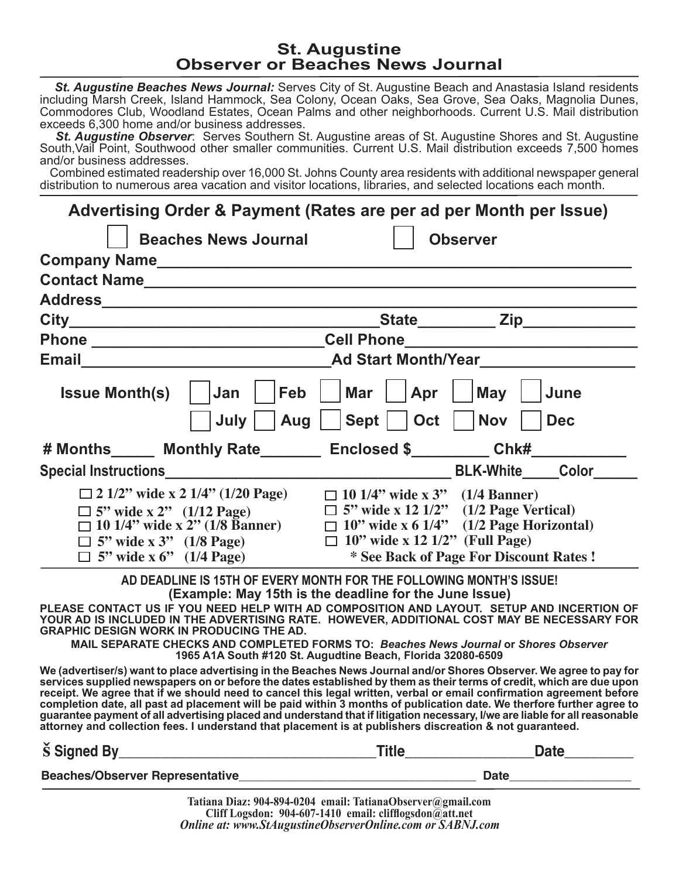# St. Augustine Observer or Beaches News Journal

***St. Augustine Beaches News Journal:*** Serves City of St. Augustine Beach and Anastasia Island residents including Marsh Creek, Island Hammock, Sea Colony, Ocean Oaks, Sea Grove, Sea Oaks, Magnolia Dunes, Commodores Club, Woodland Estates, Ocean Palms and other neighborhoods. Current U.S. Mail distribution exceeds 6,300 home and/or business addresses.

***St. Augustine Observer***: Serves Southern St. Augustine areas of St. Augustine Shores and St. Augustine South,Vail Point, Southwood other smaller communities. Current U.S. Mail distribution exceeds 7,500 homes and/or business addresses.

Combined estimated readership over 16,000 St. Johns County area residents with additional newspaper general distribution to numerous area vacation and visitor locations, libraries, and selected locations each month.

## Advertising Order & Payment (Rates are per ad per Month per Issue)

☐ **Beaches News Journal** ☐ **Observer**

**Company Name**______________________________________________

**Contact Name**______________________________________________

**Address**______________________________________________

**City**______________________________ **State**_________ **Zip**_____________

**Phone** ___________________________ **Cell Phone**___________________________

**Email**_____________________________ **Ad Start Month/Year**__________________

**Issue Month(s)** ☐ **Jan** ☐ **Feb** ☐ **Mar** ☐ **Apr** ☐ **May** ☐ **June**
☐ **July** ☐ **Aug** ☐ **Sept** ☐ **Oct** ☐ **Nov** ☐ **Dec**

**# Months**_____ **Monthly Rate**_______ **Enclosed $**_________ **Chk#**___________

**Special Instructions**___________________________________ **BLK-White**_____**Color**______

- ☐ **2 1/2" wide x 2 1/4" (1/20 Page)**
- ☐ **5" wide x 2" (1/12 Page)**
- ☐ **10 1/4" wide x 2" (1/8 Banner)**
- ☐ **5" wide x 3" (1/8 Page)**
- ☐ **5" wide x 6" (1/4 Page)**
- ☐ **10 1/4" wide x 3" (1/4 Banner)**
- ☐ **5" wide x 12 1/2" (1/2 Page Vertical)**
- ☐ **10" wide x 6 1/4" (1/2 Page Horizontal)**
- ☐ **10" wide x 12 1/2" (Full Page)**

**\* See Back of Page For Discount Rates !**

**AD DEADLINE IS 15TH OF EVERY MONTH FOR THE FOLLOWING MONTH'S ISSUE!**
**(Example: May 15th is the deadline for the June Issue)**

**PLEASE CONTACT US IF YOU NEED HELP WITH AD COMPOSITION AND LAYOUT. SETUP AND INCERTION OF YOUR AD IS INCLUDED IN THE ADVERTISING RATE. HOWEVER, ADDITIONAL COST MAY BE NECESSARY FOR GRAPHIC DESIGN WORK IN PRODUCING THE AD.**

**MAIL SEPARATE CHECKS AND COMPLETED FORMS TO:** ***Beaches News Journal*** **or** ***Shores Observer***
**1965 A1A South #120 St. Augudtine Beach, Florida 32080-6509**

**We (advertiser/s) want to place advertising in the Beaches News Journal and/or Shores Observer. We agree to pay for services supplied newspapers on or before the dates established by them as their terms of credit, which are due upon receipt. We agree that if we should need to cancel this legal written, verbal or email confirmation agreement before completion date, all past ad placement will be paid within 3 months of publication date. We therfore further agree to guarantee payment of all advertising placed and understand that if litigation necessary, I/we are liable for all reasonable attorney and collection fees. I understand that placement is at publishers discreation & not guaranteed.**

**Š Signed By**__________________________________ **Title**________________ **Date**_________

**Beaches/Observer Representative**__________________________________ **Date**__________________

**Tatiana Diaz: 904-894-0204 email: TatianaObserver@gmail.com**
**Cliff Logsdon: 904-607-1410 email: clifflogsdon@att.net**
***Online at: www.StAugustineObserverOnline.com or SABNJ.com***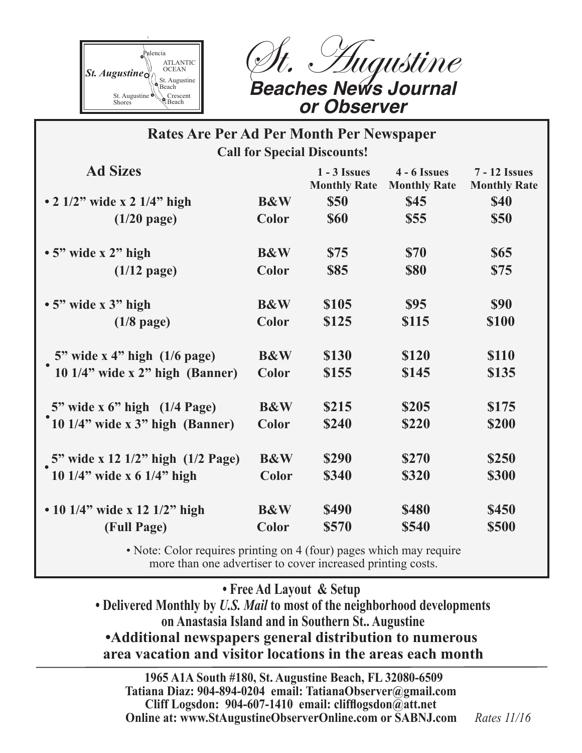# St. Augustine

## Beaches News Journal or Observer

**Rates Are Per Ad Per Month Per Newspaper**

**Call for Special Discounts!**

| Ad Sizes | | 1 - 3 Issues Monthly Rate | 4 - 6 Issues Monthly Rate | 7 - 12 Issues Monthly Rate |
|---|---|---|---|---|
| • 2 1/2" wide x 2 1/4" high | B&W | $50 | $45 | $40 |
| (1/20 page) | Color | $60 | $55 | $50 |
| • 5" wide x 2" high | B&W | $75 | $70 | $65 |
| (1/12 page) | Color | $85 | $80 | $75 |
| • 5" wide x 3" high | B&W | $105 | $95 | $90 |
| (1/8 page) | Color | $125 | $115 | $100 |
| • 5" wide x 4" high (1/6 page) | B&W | $130 | $120 | $110 |
| 10 1/4" wide x 2" high (Banner) | Color | $155 | $145 | $135 |
| • 5" wide x 6" high (1/4 Page) | B&W | $215 | $205 | $175 |
| 10 1/4" wide x 3" high (Banner) | Color | $240 | $220 | $200 |
| • 5" wide x 12 1/2" high (1/2 Page) | B&W | $290 | $270 | $250 |
| 10 1/4" wide x 6 1/4" high | Color | $340 | $320 | $300 |
| • 10 1/4" wide x 12 1/2" high | B&W | $490 | $480 | $450 |
| (Full Page) | Color | $570 | $540 | $500 |

• Note: Color requires printing on 4 (four) pages which may require more than one advertiser to cover increased printing costs.

**• Free Ad Layout & Setup**

**• Delivered Monthly by *U.S. Mail* to most of the neighborhood developments on Anastasia Island and in Southern St.. Augustine**

**•Additional newspapers general distribution to numerous area vacation and visitor locations in the areas each month**

**1965 A1A South #180, St. Augustine Beach, FL 32080-6509**
**Tatiana Diaz: 904-894-0204 email: TatianaObserver@gmail.com**
**Cliff Logsdon: 904-607-1410 email: clifflogsdon@att.net**
**Online at: www.StAugustineObserverOnline.com or SABNJ.com** *Rates 11/16*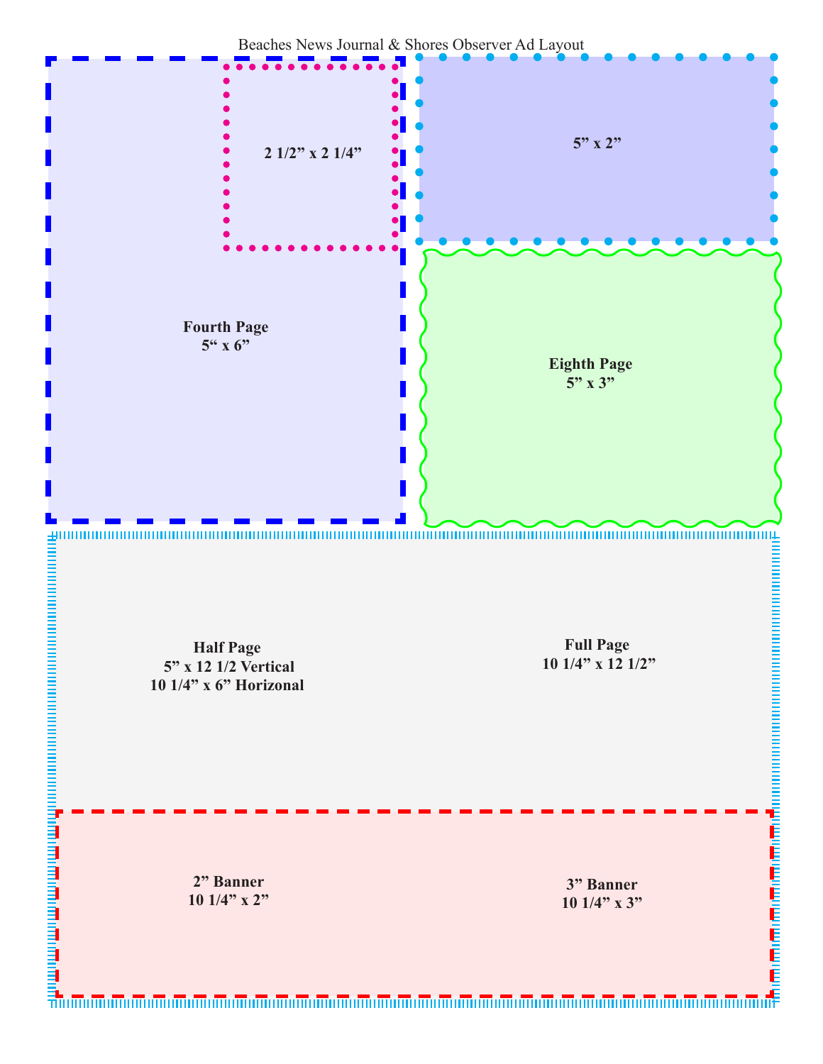Beaches News Journal & Shores Observer Ad Layout

2 1/2” x 2 1/4”

5” x 2”

**Fourth Page**
**5“ x 6”**

**Eighth Page**
**5” x 3”**

**Half Page**
**5” x 12 1/2 Vertical**
**10 1/4” x 6” Horizonal**

**Full Page**
**10 1/4” x 12 1/2”**

**2” Banner**
**10 1/4” x 2”**

**3” Banner**
**10 1/4” x 3”**